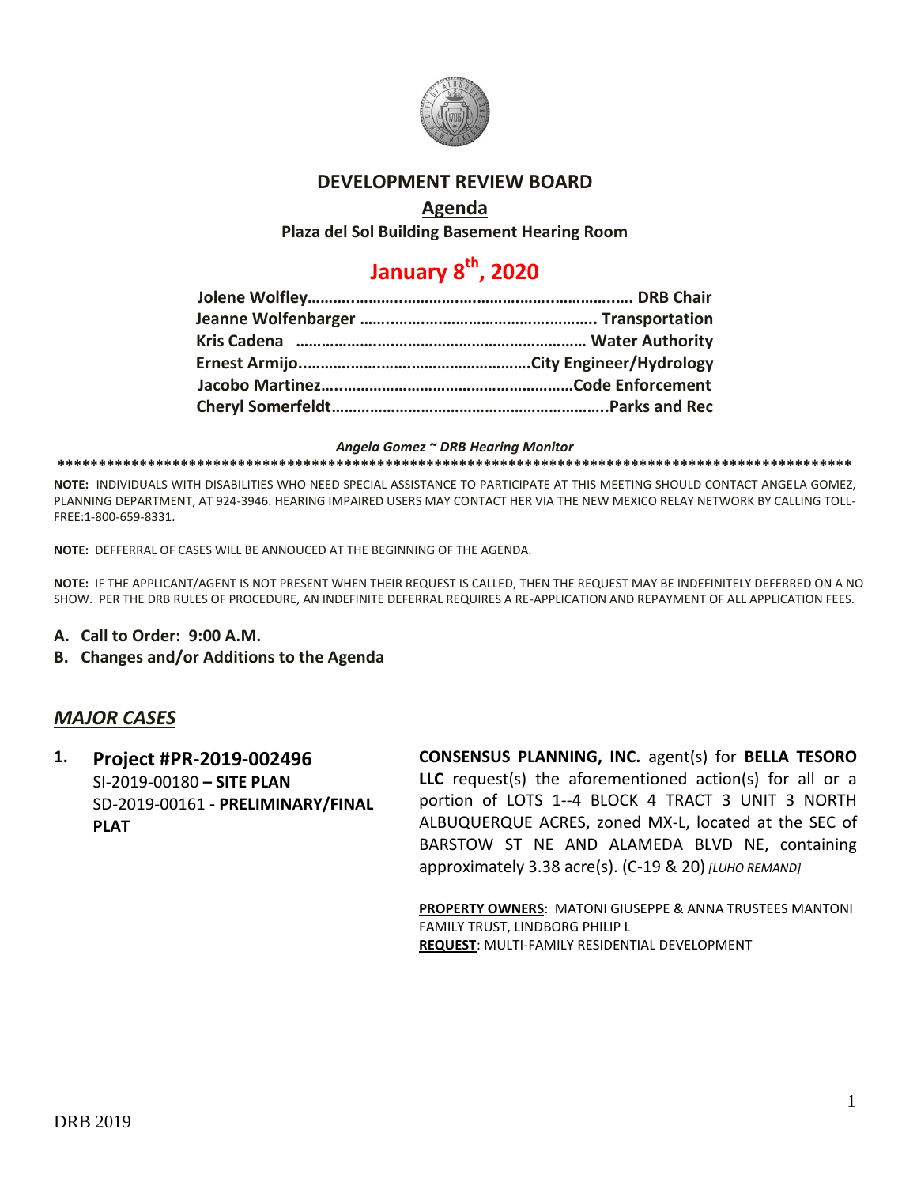# DEVELOPMENT REVIEW BOARD

## Agenda

**Plaza del Sol Building Basement Hearing Room**

# January 8th, 2020

**Jolene Wolfley……………………………………………………………… DRB Chair**
**Jeanne Wolfenbarger …………………………………………….. Transportation**
**Kris Cadena ………………………………………………………… Water Authority**
**Ernest Armijo……………………………………………….City Engineer/Hydrology**
**Jacobo Martinez…………………………………………………Code Enforcement**
**Cheryl Somerfeldt………………………………………………………..Parks and Rec**

***Angela Gomez ~ DRB Hearing Monitor***

**NOTE:** INDIVIDUALS WITH DISABILITIES WHO NEED SPECIAL ASSISTANCE TO PARTICIPATE AT THIS MEETING SHOULD CONTACT ANGELA GOMEZ, PLANNING DEPARTMENT, AT 924-3946. HEARING IMPAIRED USERS MAY CONTACT HER VIA THE NEW MEXICO RELAY NETWORK BY CALLING TOLL-FREE:1-800-659-8331.

**NOTE:** DEFFERRAL OF CASES WILL BE ANNOUCED AT THE BEGINNING OF THE AGENDA.

**NOTE:** IF THE APPLICANT/AGENT IS NOT PRESENT WHEN THEIR REQUEST IS CALLED, THEN THE REQUEST MAY BE INDEFINITELY DEFERRED ON A NO SHOW. PER THE DRB RULES OF PROCEDURE, AN INDEFINITE DEFERRAL REQUIRES A RE-APPLICATION AND REPAYMENT OF ALL APPLICATION FEES.

**A. Call to Order: 9:00 A.M.**

**B. Changes and/or Additions to the Agenda**

## *MAJOR CASES*

**1. Project #PR-2019-002496**
SI-2019-00180 **– SITE PLAN**
SD-2019-00161 **- PRELIMINARY/FINAL PLAT**

**CONSENSUS PLANNING, INC.** agent(s) for **BELLA TESORO LLC** request(s) the aforementioned action(s) for all or a portion of LOTS 1--4 BLOCK 4 TRACT 3 UNIT 3 NORTH ALBUQUERQUE ACRES, zoned MX-L, located at the SEC of BARSTOW ST NE AND ALAMEDA BLVD NE, containing approximately 3.38 acre(s). (C-19 & 20) *[LUHO REMAND]*

**PROPERTY OWNERS**: MATONI GIUSEPPE & ANNA TRUSTEES MANTONI FAMILY TRUST, LINDBORG PHILIP L
**REQUEST**: MULTI-FAMILY RESIDENTIAL DEVELOPMENT

DRB 2019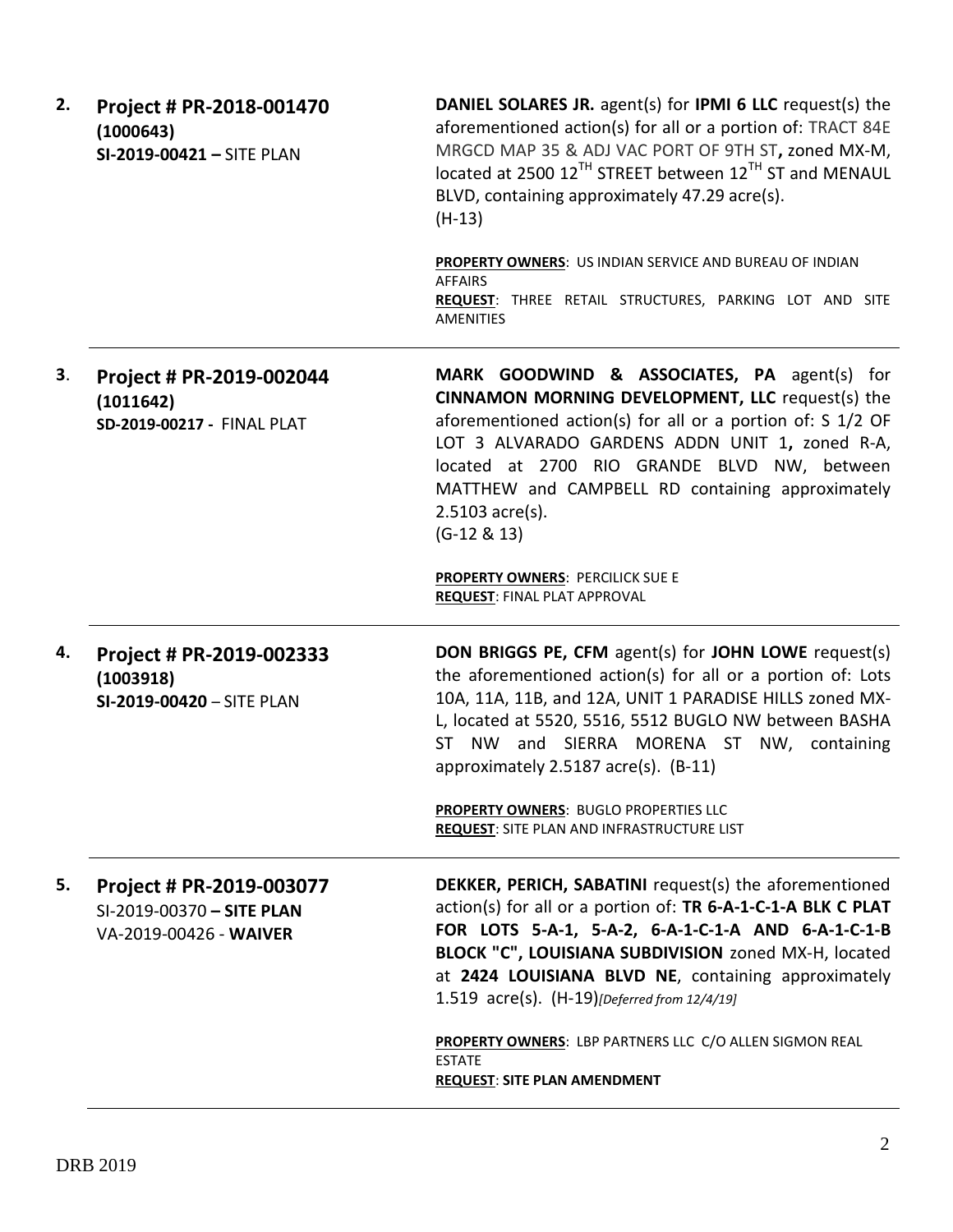| | | |
|---|---|---|
| **2.** | **Project # PR-2018-001470** **(1000643)** **SI-2019-00421 –** SITE PLAN | **DANIEL SOLARES JR.** agent(s) for **IPMI 6 LLC** request(s) the aforementioned action(s) for all or a portion of: TRACT 84E MRGCD MAP 35 & ADJ VAC PORT OF 9TH ST**,** zoned MX-M, located at 2500 12^TH^ STREET between 12^TH^ ST and MENAUL BLVD, containing approximately 47.29 acre(s). (H-13) <br><br> **PROPERTY OWNERS**: US INDIAN SERVICE AND BUREAU OF INDIAN AFFAIRS <br> **REQUEST**: THREE RETAIL STRUCTURES, PARKING LOT AND SITE AMENITIES |
| **3**. | **Project # PR-2019-002044** **(1011642)** **SD-2019-00217 -** FINAL PLAT | **MARK GOODWIND & ASSOCIATES, PA** agent(s) for **CINNAMON MORNING DEVELOPMENT, LLC** request(s) the aforementioned action(s) for all or a portion of: S 1/2 OF LOT 3 ALVARADO GARDENS ADDN UNIT 1**,** zoned R-A, located at 2700 RIO GRANDE BLVD NW, between MATTHEW and CAMPBELL RD containing approximately 2.5103 acre(s). (G-12 & 13) <br><br> **PROPERTY OWNERS**: PERCILICK SUE E <br> **REQUEST**: FINAL PLAT APPROVAL |
| **4.** | **Project # PR-2019-002333** **(1003918)** **SI-2019-00420** – SITE PLAN | **DON BRIGGS PE, CFM** agent(s) for **JOHN LOWE** request(s) the aforementioned action(s) for all or a portion of: Lots 10A, 11A, 11B, and 12A, UNIT 1 PARADISE HILLS zoned MX-L, located at 5520, 5516, 5512 BUGLO NW between BASHA ST NW and SIERRA MORENA ST NW, containing approximately 2.5187 acre(s). (B-11) <br><br> **PROPERTY OWNERS**: BUGLO PROPERTIES LLC <br> **REQUEST**: SITE PLAN AND INFRASTRUCTURE LIST |
| **5.** | **Project # PR-2019-003077** SI-2019-00370 **– SITE PLAN** VA-2019-00426 - **WAIVER** | **DEKKER, PERICH, SABATINI** request(s) the aforementioned action(s) for all or a portion of: **TR 6-A-1-C-1-A BLK C PLAT FOR LOTS 5-A-1, 5-A-2, 6-A-1-C-1-A AND 6-A-1-C-1-B BLOCK "C", LOUISIANA SUBDIVISION** zoned MX-H, located at **2424 LOUISIANA BLVD NE**, containing approximately 1.519 acre(s). (H-19)*[Deferred from 12/4/19]* <br><br> **PROPERTY OWNERS**: LBP PARTNERS LLC C/O ALLEN SIGMON REAL ESTATE <br> **REQUEST**: **SITE PLAN AMENDMENT** |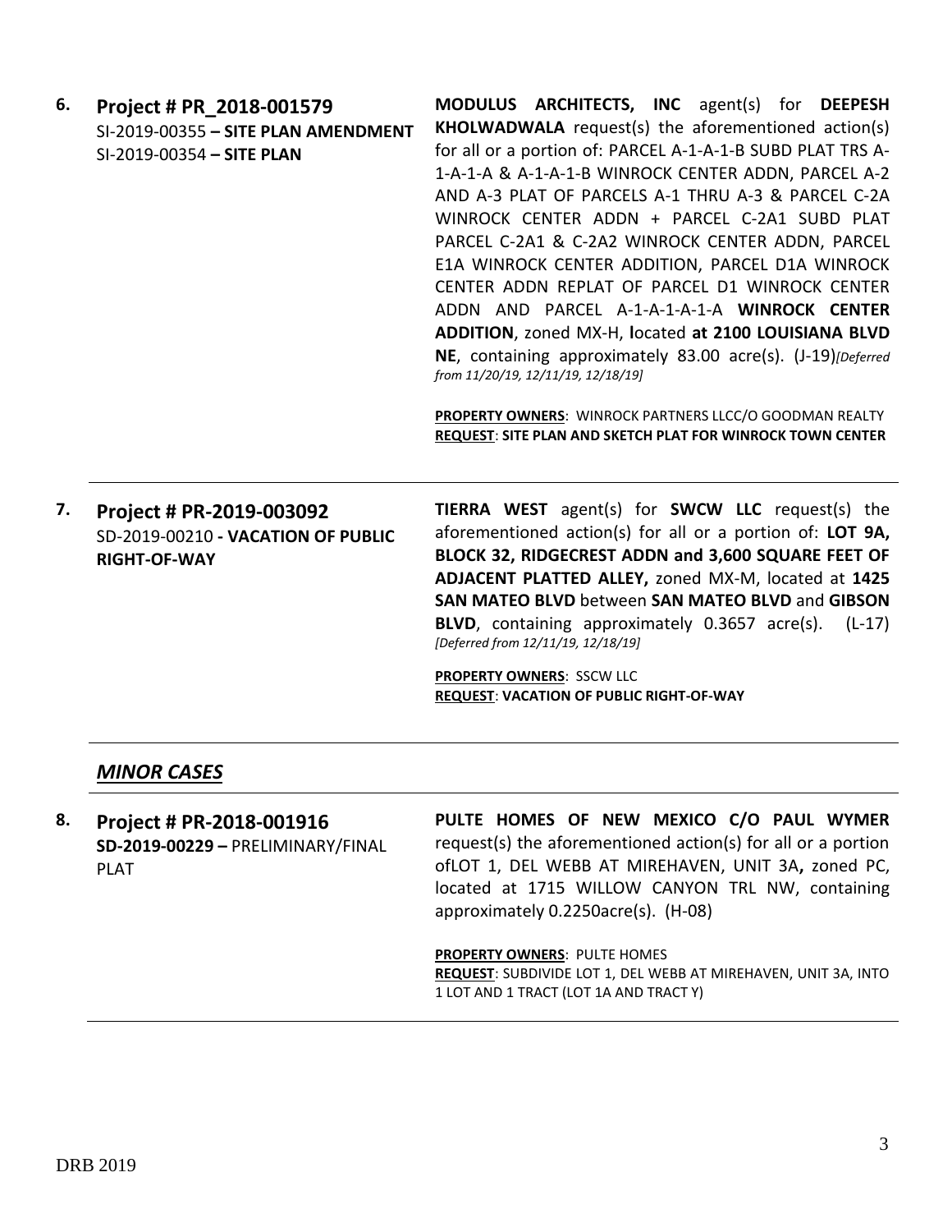6. **Project # PR_2018-001579**
SI-2019-00355 **– SITE PLAN AMENDMENT**
SI-2019-00354 **– SITE PLAN**

**MODULUS ARCHITECTS, INC** agent(s) for **DEEPESH KHOLWADWALA** request(s) the aforementioned action(s) for all or a portion of: PARCEL A-1-A-1-B SUBD PLAT TRS A-1-A-1-A & A-1-A-1-B WINROCK CENTER ADDN, PARCEL A-2 AND A-3 PLAT OF PARCELS A-1 THRU A-3 & PARCEL C-2A WINROCK CENTER ADDN + PARCEL C-2A1 SUBD PLAT PARCEL C-2A1 & C-2A2 WINROCK CENTER ADDN, PARCEL E1A WINROCK CENTER ADDITION, PARCEL D1A WINROCK CENTER ADDN REPLAT OF PARCEL D1 WINROCK CENTER ADDN AND PARCEL A-1-A-1-A-1-A **WINROCK CENTER ADDITION**, zoned MX-H, **l**ocated **at 2100 LOUISIANA BLVD NE**, containing approximately 83.00 acre(s). (J-19)*[Deferred from 11/20/19, 12/11/19, 12/18/19]*

**PROPERTY OWNERS**: WINROCK PARTNERS LLCC/O GOODMAN REALTY
**REQUEST**: **SITE PLAN AND SKETCH PLAT FOR WINROCK TOWN CENTER**

---

7. **Project # PR-2019-003092**
SD-2019-00210 **- VACATION OF PUBLIC RIGHT-OF-WAY**

**TIERRA WEST** agent(s) for **SWCW LLC** request(s) the aforementioned action(s) for all or a portion of: **LOT 9A, BLOCK 32, RIDGECREST ADDN and 3,600 SQUARE FEET OF ADJACENT PLATTED ALLEY,** zoned MX-M, located at **1425 SAN MATEO BLVD** between **SAN MATEO BLVD** and **GIBSON BLVD**, containing approximately 0.3657 acre(s). (L-17) *[Deferred from 12/11/19, 12/18/19]*

**PROPERTY OWNERS**: SSCW LLC
**REQUEST**: **VACATION OF PUBLIC RIGHT-OF-WAY**

---

## *MINOR CASES*

---

8. **Project # PR-2018-001916**
**SD-2019-00229 –** PRELIMINARY/FINAL PLAT

**PULTE HOMES OF NEW MEXICO C/O PAUL WYMER** request(s) the aforementioned action(s) for all or a portion ofLOT 1, DEL WEBB AT MIREHAVEN, UNIT 3A**,** zoned PC, located at 1715 WILLOW CANYON TRL NW, containing approximately 0.2250acre(s). (H-08)

**PROPERTY OWNERS**: PULTE HOMES
**REQUEST**: SUBDIVIDE LOT 1, DEL WEBB AT MIREHAVEN, UNIT 3A, INTO 1 LOT AND 1 TRACT (LOT 1A AND TRACT Y)

---

DRB 2019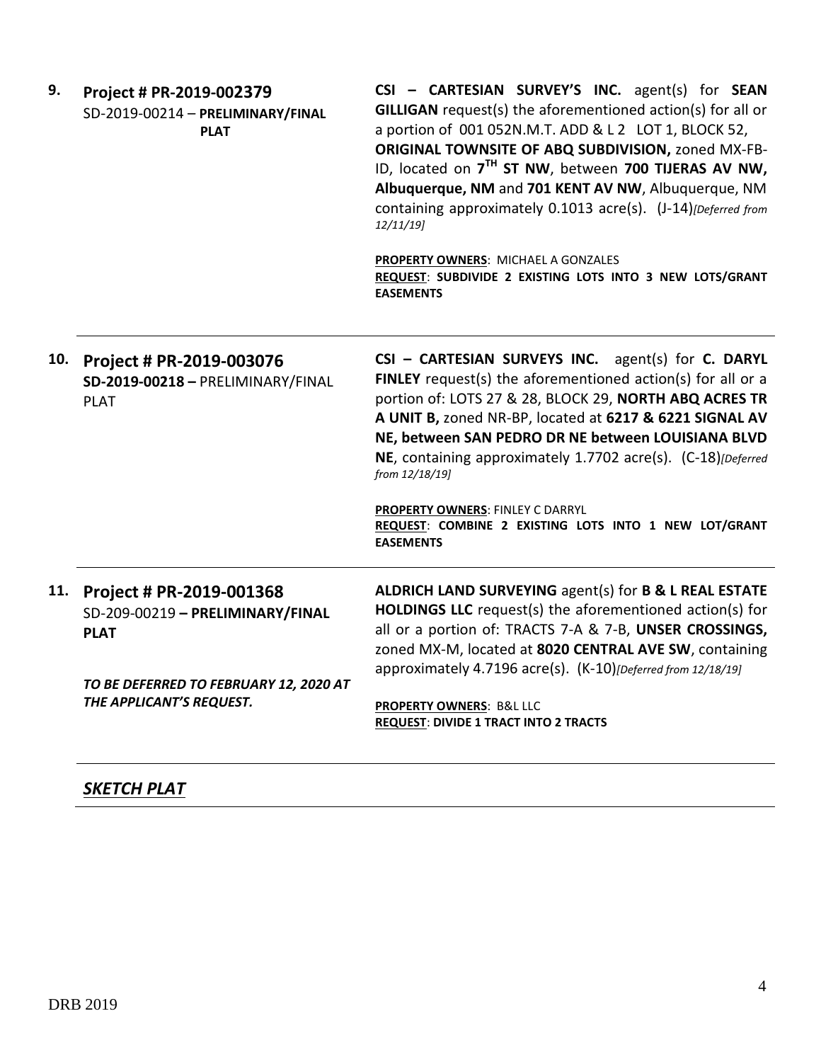**9. Project # PR-2019-002379**
SD-2019-00214 – **PRELIMINARY/FINAL PLAT**

**CSI – CARTESIAN SURVEY'S INC.** agent(s) for **SEAN GILLIGAN** request(s) the aforementioned action(s) for all or a portion of 001 052N.M.T. ADD & L 2 LOT 1, BLOCK 52, **ORIGINAL TOWNSITE OF ABQ SUBDIVISION,** zoned MX-FB-ID, located on **7TH ST NW**, between **700 TIJERAS AV NW, Albuquerque, NM** and **701 KENT AV NW**, Albuquerque, NM containing approximately 0.1013 acre(s). (J-14)*[Deferred from 12/11/19]*

**PROPERTY OWNERS**: MICHAEL A GONZALES
**REQUEST**: **SUBDIVIDE 2 EXISTING LOTS INTO 3 NEW LOTS/GRANT EASEMENTS**

---

**10. Project # PR-2019-003076**
**SD-2019-00218 –** PRELIMINARY/FINAL PLAT

**CSI – CARTESIAN SURVEYS INC.** agent(s) for **C. DARYL FINLEY** request(s) the aforementioned action(s) for all or a portion of: LOTS 27 & 28, BLOCK 29, **NORTH ABQ ACRES TR A UNIT B,** zoned NR-BP, located at **6217 & 6221 SIGNAL AV NE, between SAN PEDRO DR NE between LOUISIANA BLVD NE**, containing approximately 1.7702 acre(s). (C-18)*[Deferred from 12/18/19]*

**PROPERTY OWNERS**: FINLEY C DARRYL
**REQUEST**: **COMBINE 2 EXISTING LOTS INTO 1 NEW LOT/GRANT EASEMENTS**

---

**11. Project # PR-2019-001368**
SD-209-00219 **– PRELIMINARY/FINAL PLAT**

***TO BE DEFERRED TO FEBRUARY 12, 2020 AT THE APPLICANT'S REQUEST.***

**ALDRICH LAND SURVEYING** agent(s) for **B & L REAL ESTATE HOLDINGS LLC** request(s) the aforementioned action(s) for all or a portion of: TRACTS 7-A & 7-B, **UNSER CROSSINGS,** zoned MX-M, located at **8020 CENTRAL AVE SW**, containing approximately 4.7196 acre(s). (K-10)*[Deferred from 12/18/19]*

**PROPERTY OWNERS**: B&L LLC
**REQUEST**: **DIVIDE 1 TRACT INTO 2 TRACTS**

---

***SKETCH PLAT***

---

DRB 2019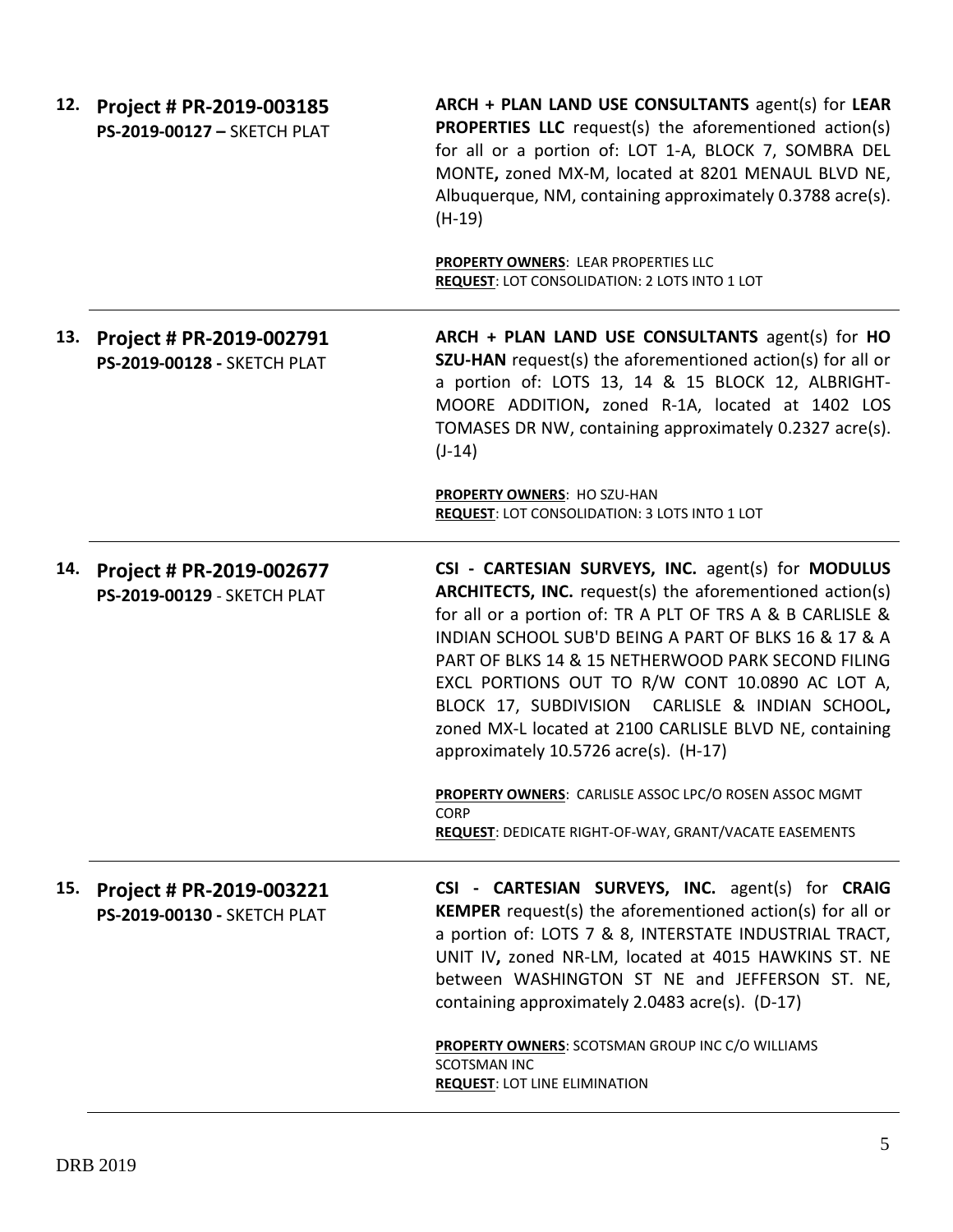**12. Project # PR-2019-003185**
**PS-2019-00127 –** SKETCH PLAT

**ARCH + PLAN LAND USE CONSULTANTS** agent(s) for **LEAR PROPERTIES LLC** request(s) the aforementioned action(s) for all or a portion of: LOT 1-A, BLOCK 7, SOMBRA DEL MONTE**,** zoned MX-M, located at 8201 MENAUL BLVD NE, Albuquerque, NM, containing approximately 0.3788 acre(s). (H-19)

**PROPERTY OWNERS**: LEAR PROPERTIES LLC
**REQUEST**: LOT CONSOLIDATION: 2 LOTS INTO 1 LOT

---

**13. Project # PR-2019-002791**
**PS-2019-00128 -** SKETCH PLAT

**ARCH + PLAN LAND USE CONSULTANTS** agent(s) for **HO SZU-HAN** request(s) the aforementioned action(s) for all or a portion of: LOTS 13, 14 & 15 BLOCK 12, ALBRIGHT-MOORE ADDITION**,** zoned R-1A, located at 1402 LOS TOMASES DR NW, containing approximately 0.2327 acre(s). (J-14)

**PROPERTY OWNERS**: HO SZU-HAN
**REQUEST**: LOT CONSOLIDATION: 3 LOTS INTO 1 LOT

---

**14. Project # PR-2019-002677**
**PS-2019-00129** - SKETCH PLAT

**CSI - CARTESIAN SURVEYS, INC.** agent(s) for **MODULUS ARCHITECTS, INC.** request(s) the aforementioned action(s) for all or a portion of: TR A PLT OF TRS A & B CARLISLE & INDIAN SCHOOL SUB'D BEING A PART OF BLKS 16 & 17 & A PART OF BLKS 14 & 15 NETHERWOOD PARK SECOND FILING EXCL PORTIONS OUT TO R/W CONT 10.0890 AC LOT A, BLOCK 17, SUBDIVISION CARLISLE & INDIAN SCHOOL**,** zoned MX-L located at 2100 CARLISLE BLVD NE, containing approximately 10.5726 acre(s). (H-17)

**PROPERTY OWNERS**: CARLISLE ASSOC LPC/O ROSEN ASSOC MGMT CORP
**REQUEST**: DEDICATE RIGHT-OF-WAY, GRANT/VACATE EASEMENTS

---

**15. Project # PR-2019-003221**
**PS-2019-00130 -** SKETCH PLAT

**CSI - CARTESIAN SURVEYS, INC.** agent(s) for **CRAIG KEMPER** request(s) the aforementioned action(s) for all or a portion of: LOTS 7 & 8, INTERSTATE INDUSTRIAL TRACT, UNIT IV**,** zoned NR-LM, located at 4015 HAWKINS ST. NE between WASHINGTON ST NE and JEFFERSON ST. NE, containing approximately 2.0483 acre(s). (D-17)

**PROPERTY OWNERS**: SCOTSMAN GROUP INC C/O WILLIAMS SCOTSMAN INC
**REQUEST**: LOT LINE ELIMINATION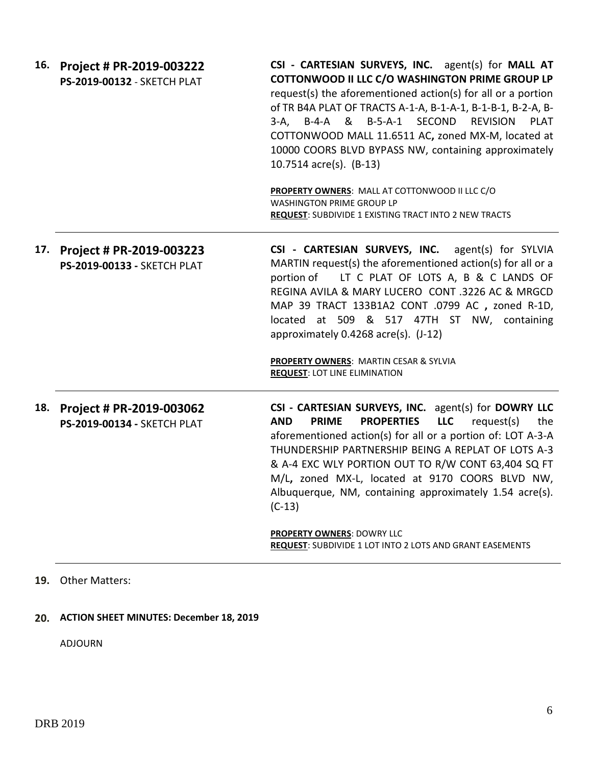16. **Project # PR-2019-003222**
**PS-2019-00132** - SKETCH PLAT

**CSI - CARTESIAN SURVEYS, INC.** agent(s) for **MALL AT COTTONWOOD II LLC C/O WASHINGTON PRIME GROUP LP** request(s) the aforementioned action(s) for all or a portion of TR B4A PLAT OF TRACTS A-1-A, B-1-A-1, B-1-B-1, B-2-A, B-3-A, B-4-A & B-5-A-1 SECOND REVISION PLAT COTTONWOOD MALL 11.6511 AC**,** zoned MX-M, located at 10000 COORS BLVD BYPASS NW, containing approximately 10.7514 acre(s). (B-13)

**PROPERTY OWNERS**: MALL AT COTTONWOOD II LLC C/O WASHINGTON PRIME GROUP LP
**REQUEST**: SUBDIVIDE 1 EXISTING TRACT INTO 2 NEW TRACTS

---

17. **Project # PR-2019-003223**
**PS-2019-00133 -** SKETCH PLAT

**CSI - CARTESIAN SURVEYS, INC.** agent(s) for SYLVIA MARTIN request(s) the aforementioned action(s) for all or a portion of LT C PLAT OF LOTS A, B & C LANDS OF REGINA AVILA & MARY LUCERO CONT .3226 AC & MRGCD MAP 39 TRACT 133B1A2 CONT .0799 AC **,** zoned R-1D, located at 509 & 517 47TH ST NW, containing approximately 0.4268 acre(s). (J-12)

**PROPERTY OWNERS**: MARTIN CESAR & SYLVIA
**REQUEST**: LOT LINE ELIMINATION

---

18. **Project # PR-2019-003062**
**PS-2019-00134 -** SKETCH PLAT

**CSI - CARTESIAN SURVEYS, INC.** agent(s) for **DOWRY LLC AND PRIME PROPERTIES LLC** request(s) the aforementioned action(s) for all or a portion of: LOT A-3-A THUNDERSHIP PARTNERSHIP BEING A REPLAT OF LOTS A-3 & A-4 EXC WLY PORTION OUT TO R/W CONT 63,404 SQ FT M/L**,** zoned MX-L, located at 9170 COORS BLVD NW, Albuquerque, NM, containing approximately 1.54 acre(s). (C-13)

**PROPERTY OWNERS**: DOWRY LLC
**REQUEST**: SUBDIVIDE 1 LOT INTO 2 LOTS AND GRANT EASEMENTS

---

19. Other Matters:

20. **ACTION SHEET MINUTES: December 18, 2019**

ADJOURN

DRB 2019